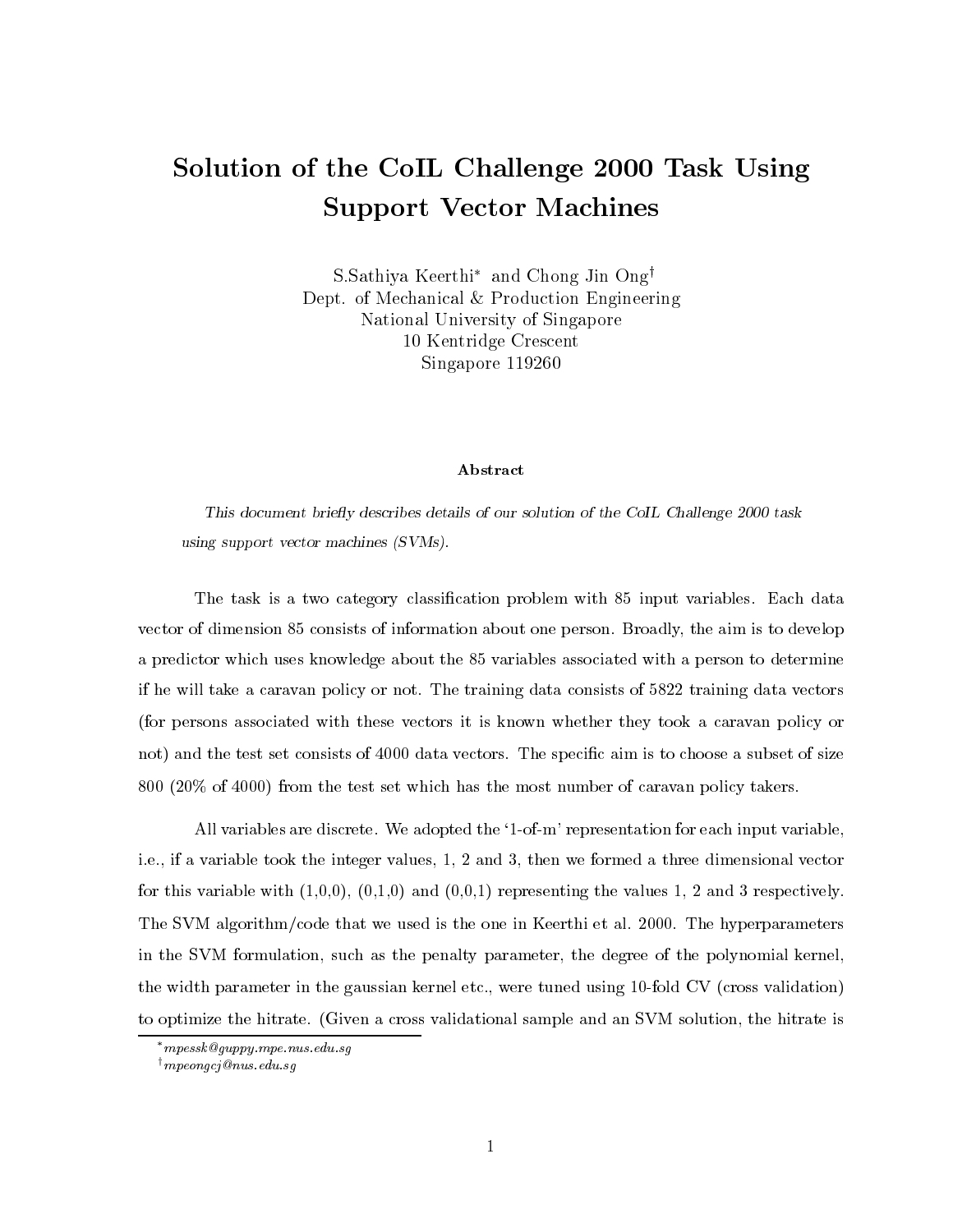# Solution of the CoIL Challenge 2000 Task Using Support Vector Machines

S.Sathiya Keerthi* and Chong Jin Ong†
Dept. of Mechanical & Production Engineering
National University of Singapore
10 Kentridge Crescent
Singapore 119260

### Abstract

*This document briefly describes details of our solution of the CoIL Challenge 2000 task using support vector machines (SVMs).*

The task is a two category classification problem with 85 input variables. Each data vector of dimension 85 consists of information about one person. Broadly, the aim is to develop a predictor which uses knowledge about the 85 variables associated with a person to determine if he will take a caravan policy or not. The training data consists of 5822 training data vectors (for persons associated with these vectors it is known whether they took a caravan policy or not) and the test set consists of 4000 data vectors. The specific aim is to choose a subset of size 800 (20% of 4000) from the test set which has the most number of caravan policy takers.

All variables are discrete. We adopted the '1-of-m' representation for each input variable, i.e., if a variable took the integer values, 1, 2 and 3, then we formed a three dimensional vector for this variable with (1,0,0), (0,1,0) and (0,0,1) representing the values 1, 2 and 3 respectively. The SVM algorithm/code that we used is the one in Keerthi et al. 2000. The hyperparameters in the SVM formulation, such as the penalty parameter, the degree of the polynomial kernel, the width parameter in the gaussian kernel etc., were tuned using 10-fold CV (cross validation) to optimize the hitrate. (Given a cross validational sample and an SVM solution, the hitrate is

*mpessk@guppy.mpe.nus.edu.sg

†mpeongcj@nus.edu.sg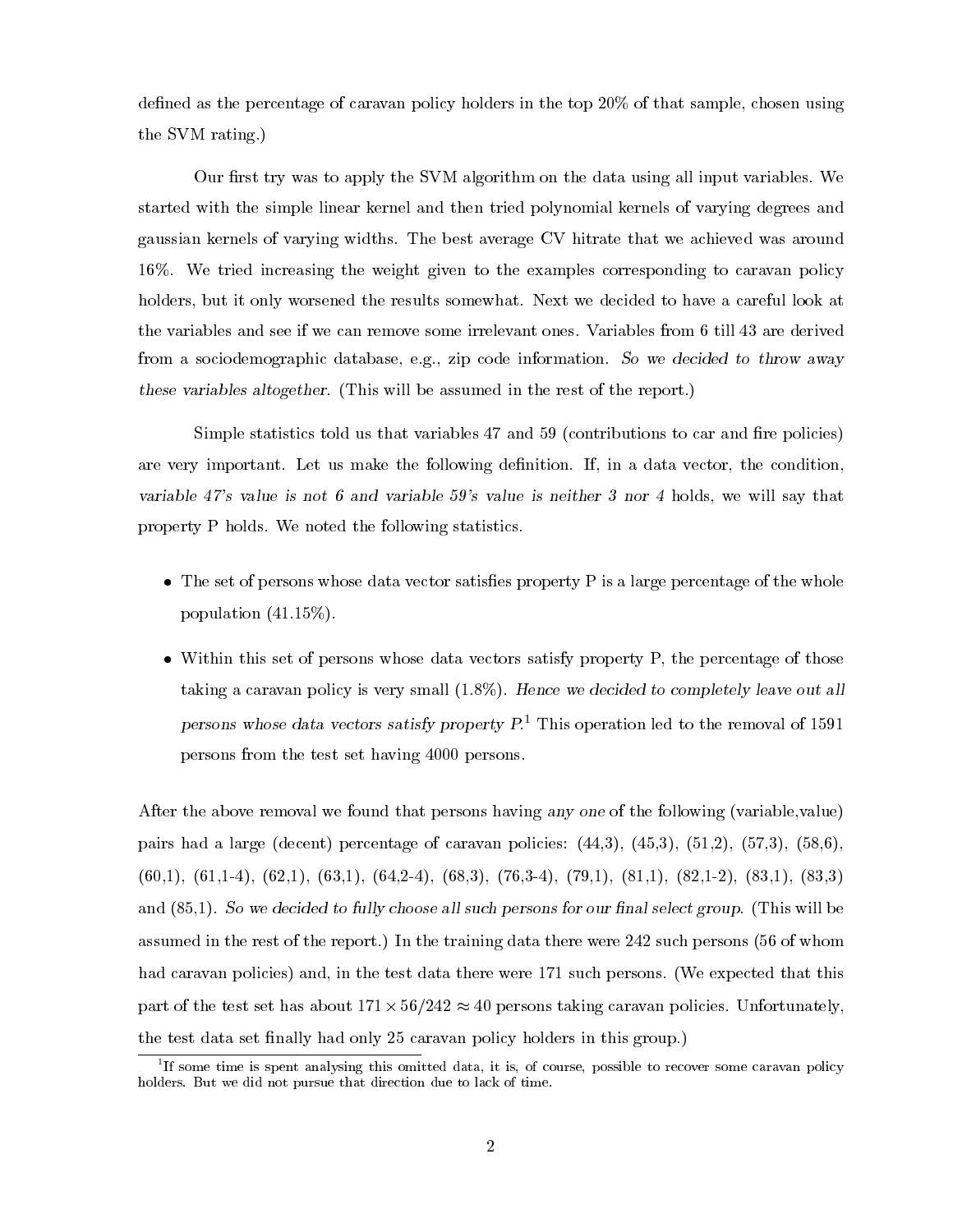defined as the percentage of caravan policy holders in the top 20% of that sample, chosen using the SVM rating.)

Our first try was to apply the SVM algorithm on the data using all input variables. We started with the simple linear kernel and then tried polynomial kernels of varying degrees and gaussian kernels of varying widths. The best average CV hitrate that we achieved was around 16%. We tried increasing the weight given to the examples corresponding to caravan policy holders, but it only worsened the results somewhat. Next we decided to have a careful look at the variables and see if we can remove some irrelevant ones. Variables from 6 till 43 are derived from a sociodemographic database, e.g., zip code information. *So we decided to throw away these variables altogether.* (This will be assumed in the rest of the report.)

Simple statistics told us that variables 47 and 59 (contributions to car and fire policies) are very important. Let us make the following definition. If, in a data vector, the condition, *variable 47's value is not 6 and variable 59's value is neither 3 nor 4* holds, we will say that property P holds. We noted the following statistics.

- The set of persons whose data vector satisfies property P is a large percentage of the whole population (41.15%).
- Within this set of persons whose data vectors satisfy property P, the percentage of those taking a caravan policy is very small (1.8%). *Hence we decided to completely leave out all persons whose data vectors satisfy property P.*[1] This operation led to the removal of 1591 persons from the test set having 4000 persons.

After the above removal we found that persons having *any one* of the following (variable,value) pairs had a large (decent) percentage of caravan policies: (44,3), (45,3), (51,2), (57,3), (58,6), (60,1), (61,1-4), (62,1), (63,1), (64,2-4), (68,3), (76,3-4), (79,1), (81,1), (82,1-2), (83,1), (83,3) and (85,1). *So we decided to fully choose all such persons for our final select group.* (This will be assumed in the rest of the report.) In the training data there were 242 such persons (56 of whom had caravan policies) and, in the test data there were 171 such persons. (We expected that this part of the test set has about $171 \times 56/242 \approx 40$ persons taking caravan policies. Unfortunately, the test data set finally had only 25 caravan policy holders in this group.)

[1] If some time is spent analysing this omitted data, it is, of course, possible to recover some caravan policy holders. But we did not pursue that direction due to lack of time.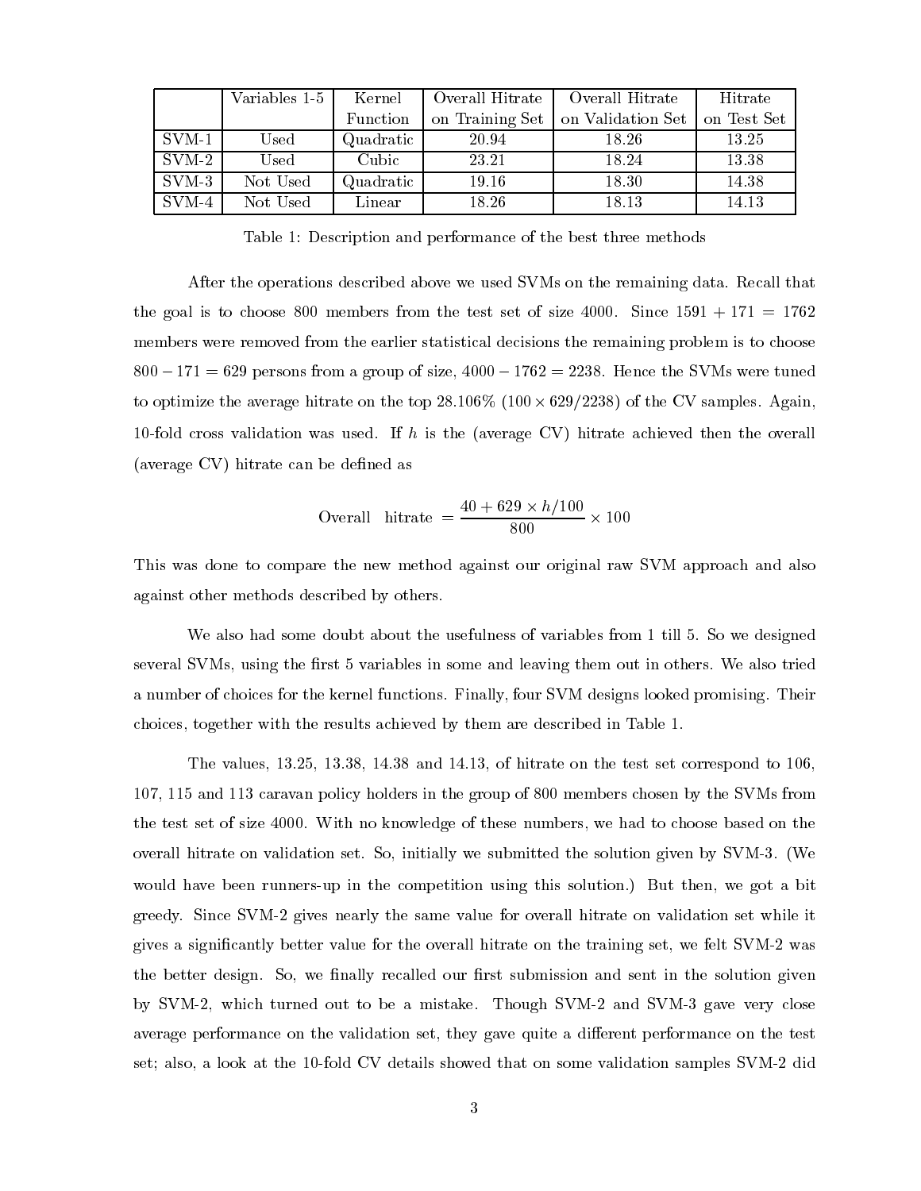|  | Variables 1-5 | Kernel Function | Overall Hitrate on Training Set | Overall Hitrate on Validation Set | Hitrate on Test Set |
|---|---|---|---|---|---|
| SVM-1 | Used | Quadratic | 20.94 | 18.26 | 13.25 |
| SVM-2 | Used | Cubic | 23.21 | 18.24 | 13.38 |
| SVM-3 | Not Used | Quadratic | 19.16 | 18.30 | 14.38 |
| SVM-4 | Not Used | Linear | 18.26 | 18.13 | 14.13 |

Table 1: Description and performance of the best three methods

After the operations described above we used SVMs on the remaining data. Recall that the goal is to choose 800 members from the test set of size 4000. Since $1591 + 171 = 1762$ members were removed from the earlier statistical decisions the remaining problem is to choose $800 - 171 = 629$ persons from a group of size, $4000 - 1762 = 2238$. Hence the SVMs were tuned to optimize the average hitrate on the top 28.106% ($100 \times 629/2238$) of the CV samples. Again, 10-fold cross validation was used. If $h$ is the (average CV) hitrate achieved then the overall (average CV) hitrate can be defined as

$$\text{Overall hitrate} = \frac{40 + 629 \times h/100}{800} \times 100$$

This was done to compare the new method against our original raw SVM approach and also against other methods described by others.

We also had some doubt about the usefulness of variables from 1 till 5. So we designed several SVMs, using the first 5 variables in some and leaving them out in others. We also tried a number of choices for the kernel functions. Finally, four SVM designs looked promising. Their choices, together with the results achieved by them are described in Table 1.

The values, 13.25, 13.38, 14.38 and 14.13, of hitrate on the test set correspond to 106, 107, 115 and 113 caravan policy holders in the group of 800 members chosen by the SVMs from the test set of size 4000. With no knowledge of these numbers, we had to choose based on the overall hitrate on validation set. So, initially we submitted the solution given by SVM-3. (We would have been runners-up in the competition using this solution.) But then, we got a bit greedy. Since SVM-2 gives nearly the same value for overall hitrate on validation set while it gives a significantly better value for the overall hitrate on the training set, we felt SVM-2 was the better design. So, we finally recalled our first submission and sent in the solution given by SVM-2, which turned out to be a mistake. Though SVM-2 and SVM-3 gave very close average performance on the validation set, they gave quite a different performance on the test set; also, a look at the 10-fold CV details showed that on some validation samples SVM-2 did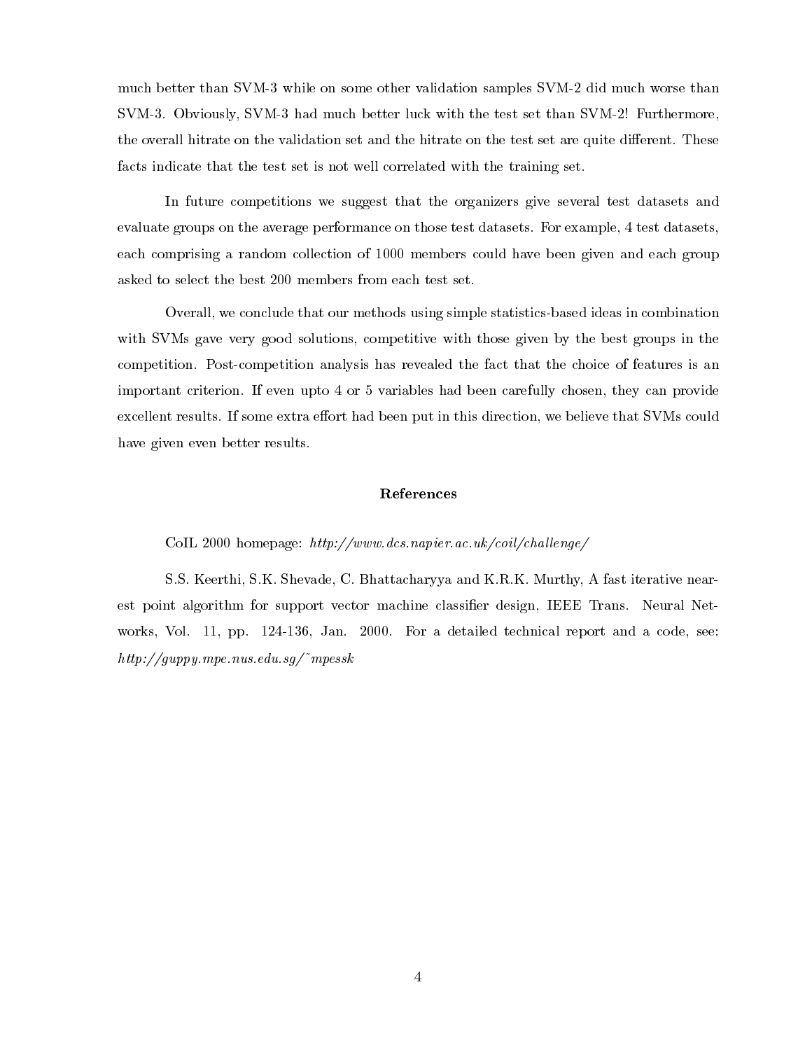much better than SVM-3 while on some other validation samples SVM-2 did much worse than SVM-3. Obviously, SVM-3 had much better luck with the test set than SVM-2! Furthermore, the overall hitrate on the validation set and the hitrate on the test set are quite different. These facts indicate that the test set is not well correlated with the training set.

In future competitions we suggest that the organizers give several test datasets and evaluate groups on the average performance on those test datasets. For example, 4 test datasets, each comprising a random collection of 1000 members could have been given and each group asked to select the best 200 members from each test set.

Overall, we conclude that our methods using simple statistics-based ideas in combination with SVMs gave very good solutions, competitive with those given by the best groups in the competition. Post-competition analysis has revealed the fact that the choice of features is an important criterion. If even upto 4 or 5 variables had been carefully chosen, they can provide excellent results. If some extra effort had been put in this direction, we believe that SVMs could have given even better results.

## References

CoIL 2000 homepage: *http://www.dcs.napier.ac.uk/coil/challenge/*

S.S. Keerthi, S.K. Shevade, C. Bhattacharyya and K.R.K. Murthy, A fast iterative nearest point algorithm for support vector machine classifier design, IEEE Trans. Neural Networks, Vol. 11, pp. 124-136, Jan. 2000. For a detailed technical report and a code, see: *http://guppy.mpe.nus.edu.sg/~mpessk*